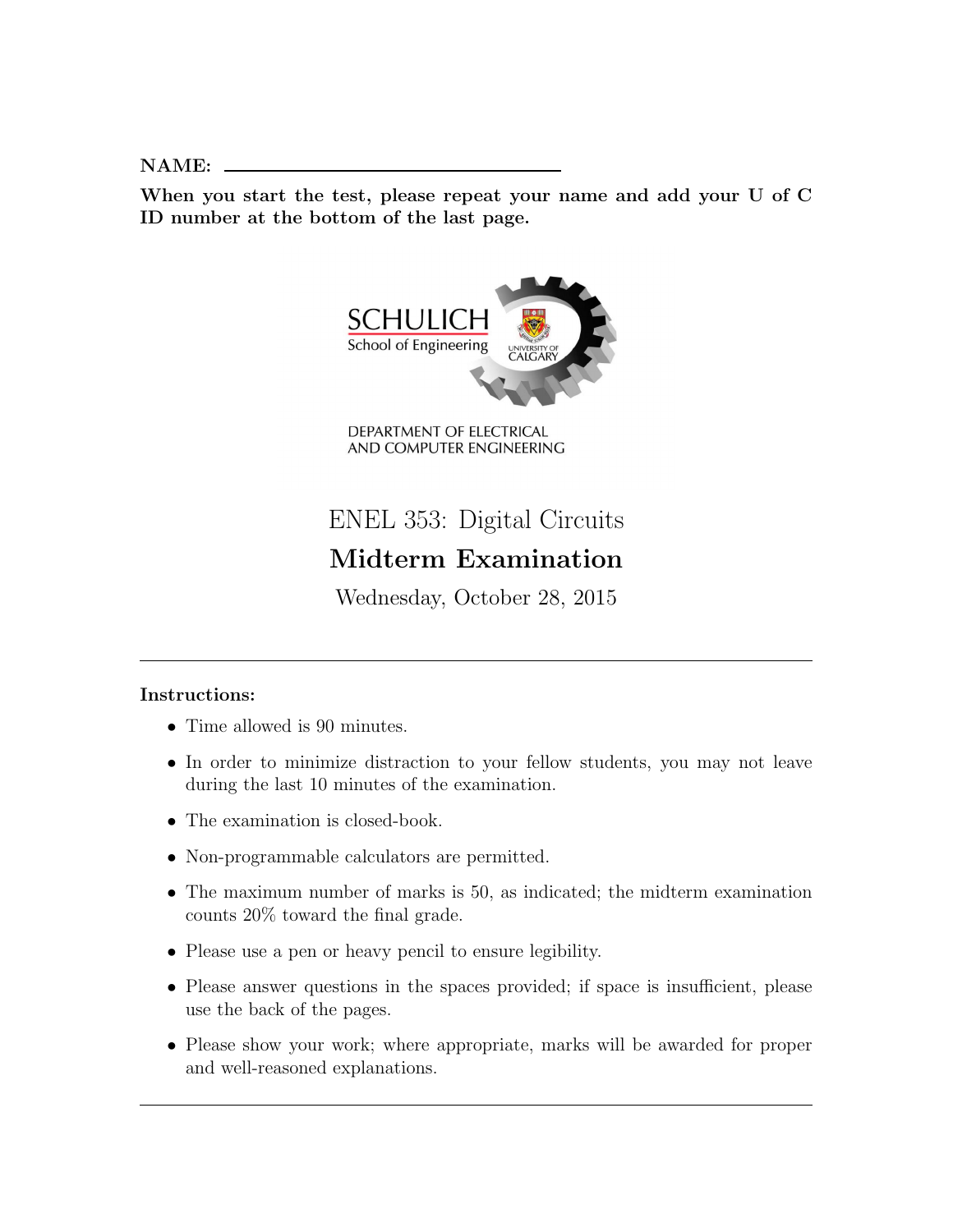**NAME:** ______________________________

**When you start the test, please repeat your name and add your U of C ID number at the bottom of the last page.**

SCHULICH
School of Engineering

UNIVERSITY OF CALGARY

DEPARTMENT OF ELECTRICAL AND COMPUTER ENGINEERING

# ENEL 353: Digital Circuits

## Midterm Examination

Wednesday, October 28, 2015

---

**Instructions:**

- Time allowed is 90 minutes.
- In order to minimize distraction to your fellow students, you may not leave during the last 10 minutes of the examination.
- The examination is closed-book.
- Non-programmable calculators are permitted.
- The maximum number of marks is 50, as indicated; the midterm examination counts 20% toward the final grade.
- Please use a pen or heavy pencil to ensure legibility.
- Please answer questions in the spaces provided; if space is insufficient, please use the back of the pages.
- Please show your work; where appropriate, marks will be awarded for proper and well-reasoned explanations.

---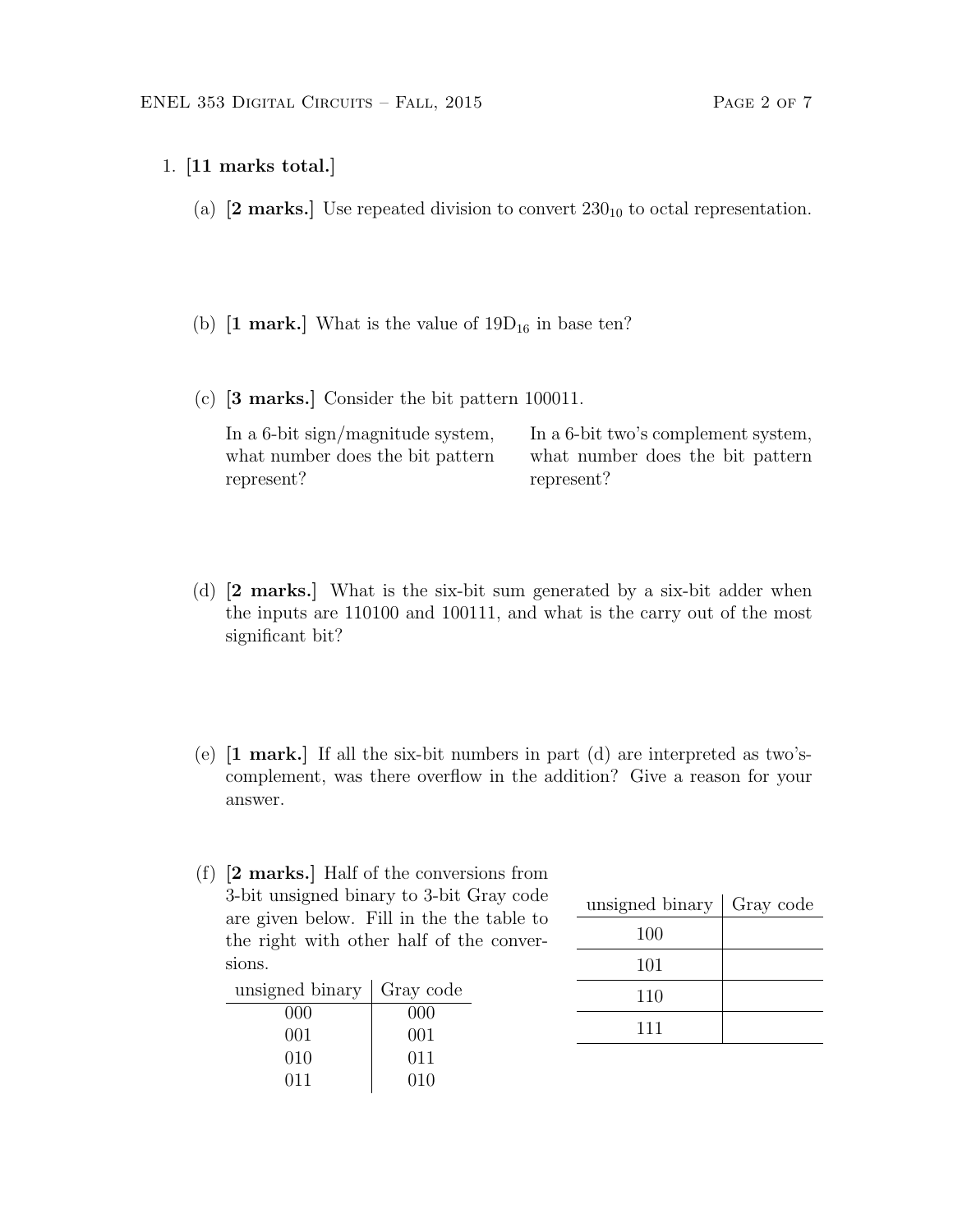1. **[11 marks total.]**

   (a) **[2 marks.]** Use repeated division to convert $230_{10}$ to octal representation.

   (b) **[1 mark.]** What is the value of $19D_{16}$ in base ten?

   (c) **[3 marks.]** Consider the bit pattern 100011.

   In a 6-bit sign/magnitude system, what number does the bit pattern represent?

   In a 6-bit two's complement system, what number does the bit pattern represent?

   (d) **[2 marks.]** What is the six-bit sum generated by a six-bit adder when the inputs are 110100 and 100111, and what is the carry out of the most significant bit?

   (e) **[1 mark.]** If all the six-bit numbers in part (d) are interpreted as two's-complement, was there overflow in the addition? Give a reason for your answer.

   (f) **[2 marks.]** Half of the conversions from 3-bit unsigned binary to 3-bit Gray code are given below. Fill in the the table to the right with other half of the conversions.

   | unsigned binary | Gray code |
   | --- | --- |
   | 000 | 000 |
   | 001 | 001 |
   | 010 | 011 |
   | 011 | 010 |

   | unsigned binary | Gray code |
   | --- | --- |
   | 100 | |
   | 101 | |
   | 110 | |
   | 111 | |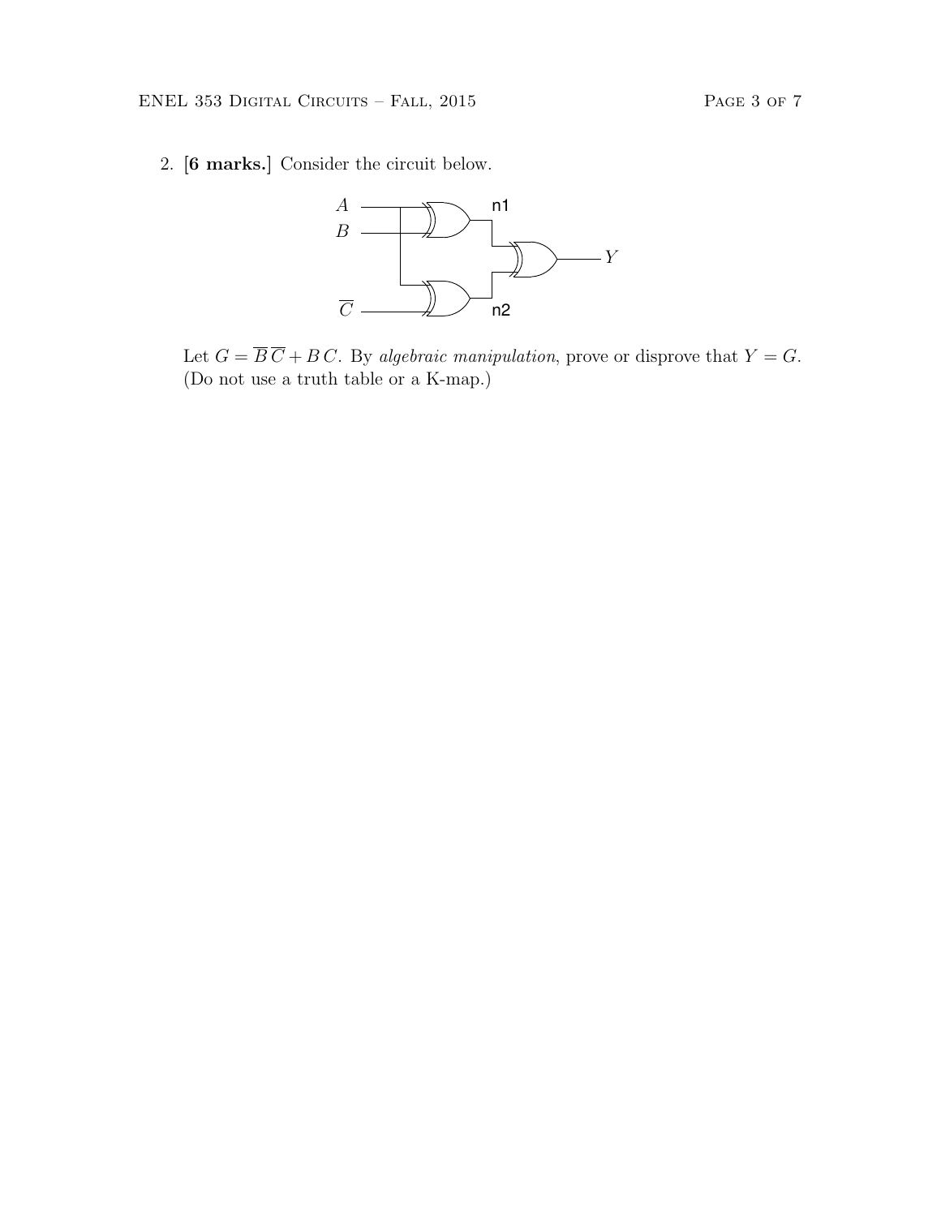2. **[6 marks.]** Consider the circuit below.

Let $G = \overline{B}\,\overline{C} + B\,C$. By *algebraic manipulation*, prove or disprove that $Y = G$. (Do not use a truth table or a K-map.)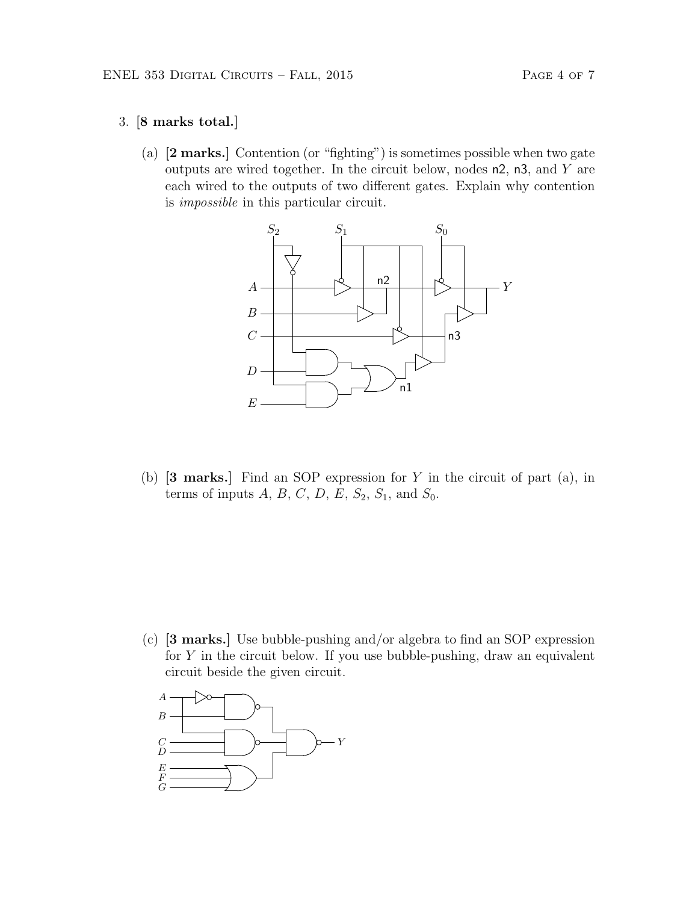3. **[8 marks total.]**

   (a) **[2 marks.]** Contention (or "fighting") is sometimes possible when two gate outputs are wired together. In the circuit below, nodes n2, n3, and $Y$ are each wired to the outputs of two different gates. Explain why contention is *impossible* in this particular circuit.

   (b) **[3 marks.]** Find an SOP expression for $Y$ in the circuit of part (a), in terms of inputs $A$, $B$, $C$, $D$, $E$, $S_2$, $S_1$, and $S_0$.

   (c) **[3 marks.]** Use bubble-pushing and/or algebra to find an SOP expression for $Y$ in the circuit below. If you use bubble-pushing, draw an equivalent circuit beside the given circuit.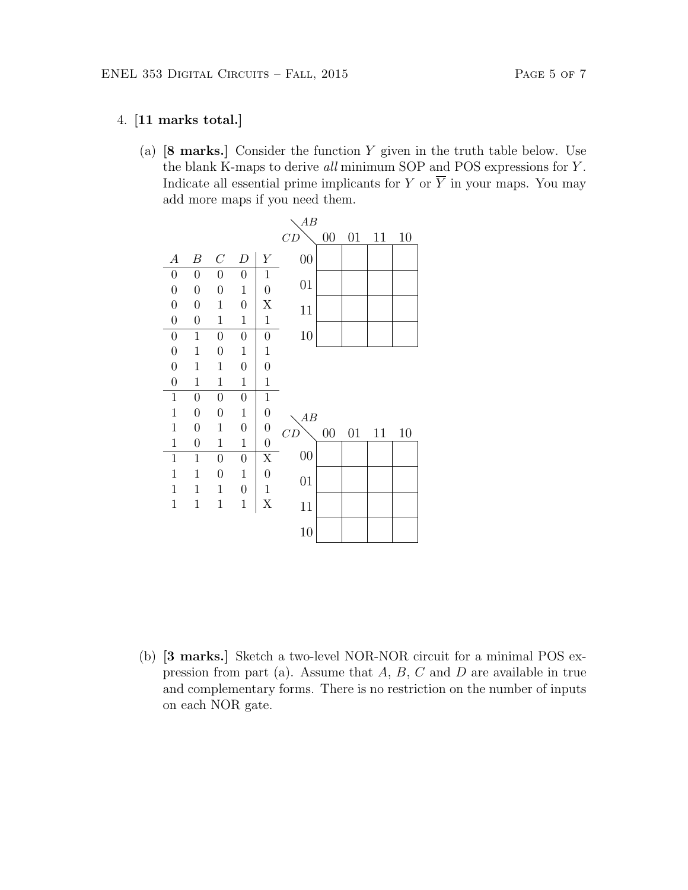4. **[11 marks total.]**

(a) **[8 marks.]** Consider the function $Y$ given in the truth table below. Use the blank K-maps to derive *all* minimum SOP and POS expressions for $Y$. Indicate all essential prime implicants for $Y$ or $\overline{Y}$ in your maps. You may add more maps if you need them.

| $A$ | $B$ | $C$ | $D$ | $Y$ |
|---|---|---|---|---|
| 0 | 0 | 0 | 0 | 1 |
| 0 | 0 | 0 | 1 | 0 |
| 0 | 0 | 1 | 0 | X |
| 0 | 0 | 1 | 1 | 1 |
| 0 | 1 | 0 | 0 | 0 |
| 0 | 1 | 0 | 1 | 1 |
| 0 | 1 | 1 | 0 | 0 |
| 0 | 1 | 1 | 1 | 1 |
| 1 | 0 | 0 | 0 | 1 |
| 1 | 0 | 0 | 1 | 0 |
| 1 | 0 | 1 | 0 | 0 |
| 1 | 0 | 1 | 1 | 0 |
| 1 | 1 | 0 | 0 | X |
| 1 | 1 | 0 | 1 | 0 |
| 1 | 1 | 1 | 0 | 1 |
| 1 | 1 | 1 | 1 | X |

| $CD \backslash AB$ | 00 | 01 | 11 | 10 |
|---|---|---|---|---|
| 00 | | | | |
| 01 | | | | |
| 11 | | | | |
| 10 | | | | |

| $CD \backslash AB$ | 00 | 01 | 11 | 10 |
|---|---|---|---|---|
| 00 | | | | |
| 01 | | | | |
| 11 | | | | |
| 10 | | | | |

(b) **[3 marks.]** Sketch a two-level NOR-NOR circuit for a minimal POS expression from part (a). Assume that $A$, $B$, $C$ and $D$ are available in true and complementary forms. There is no restriction on the number of inputs on each NOR gate.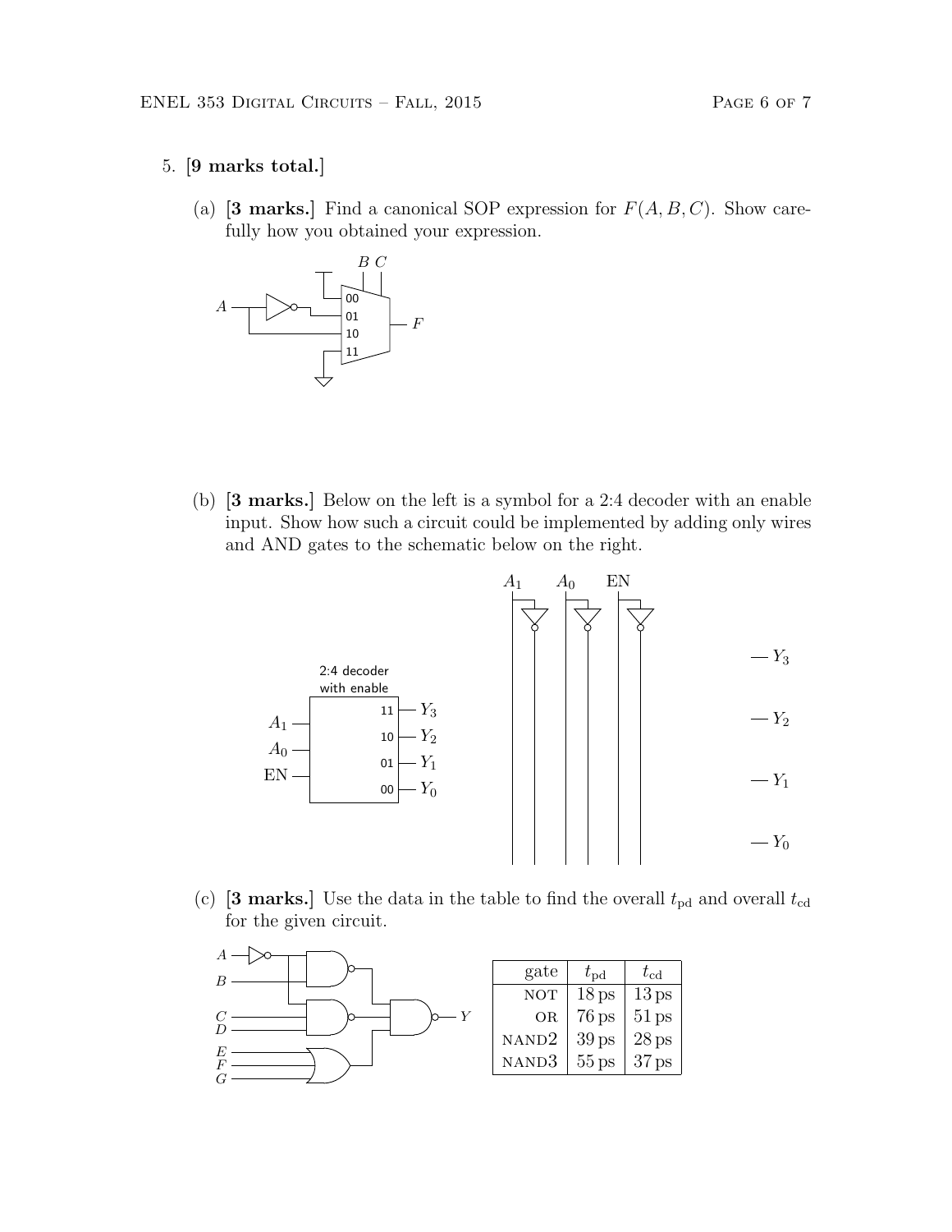5. **[9 marks total.]**

   (a) **[3 marks.]** Find a canonical SOP expression for $F(A, B, C)$. Show carefully how you obtained your expression.

   (b) **[3 marks.]** Below on the left is a symbol for a 2:4 decoder with an enable input. Show how such a circuit could be implemented by adding only wires and AND gates to the schematic below on the right.

   (c) **[3 marks.]** Use the data in the table to find the overall $t_{\text{pd}}$ and overall $t_{\text{cd}}$ for the given circuit.

| gate | $t_{\text{pd}}$ | $t_{\text{cd}}$ |
|---|---|---|
| NOT | 18 ps | 13 ps |
| OR | 76 ps | 51 ps |
| NAND2 | 39 ps | 28 ps |
| NAND3 | 55 ps | 37 ps |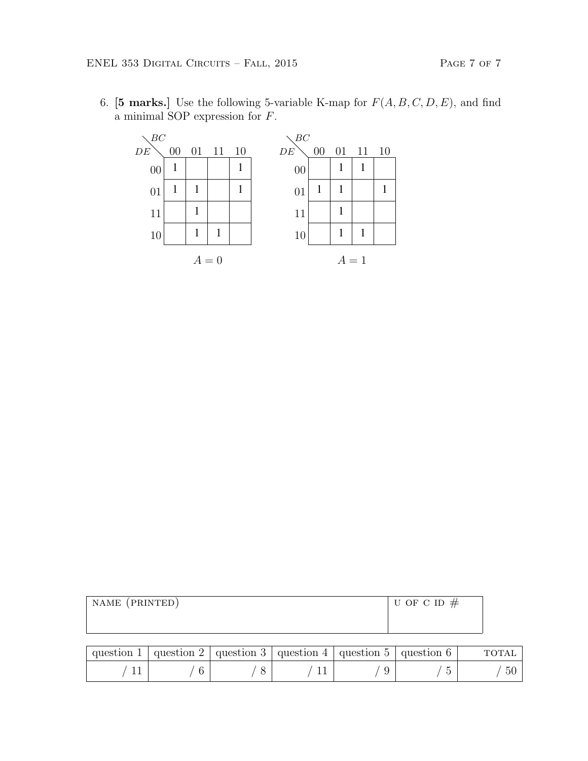6. **[5 marks.]** Use the following 5-variable K-map for $F(A, B, C, D, E)$, and find a minimal SOP expression for $F$.

$A = 0$

| DE \ BC | 00 | 01 | 11 | 10 |
|---|---|---|---|---|
| 00 | 1 | | | 1 |
| 01 | 1 | 1 | | 1 |
| 11 | | 1 | | |
| 10 | | 1 | 1 | |

$A = 1$

| DE \ BC | 00 | 01 | 11 | 10 |
|---|---|---|---|---|
| 00 | | 1 | 1 | |
| 01 | 1 | 1 | | 1 |
| 11 | | 1 | | |
| 10 | | 1 | 1 | |

| NAME (PRINTED) | U OF C ID # |
|---|---|
| | |

| question 1 | question 2 | question 3 | question 4 | question 5 | question 6 | TOTAL |
|---|---|---|---|---|---|---|
| / 11 | / 6 | / 8 | / 11 | / 9 | / 5 | / 50 |